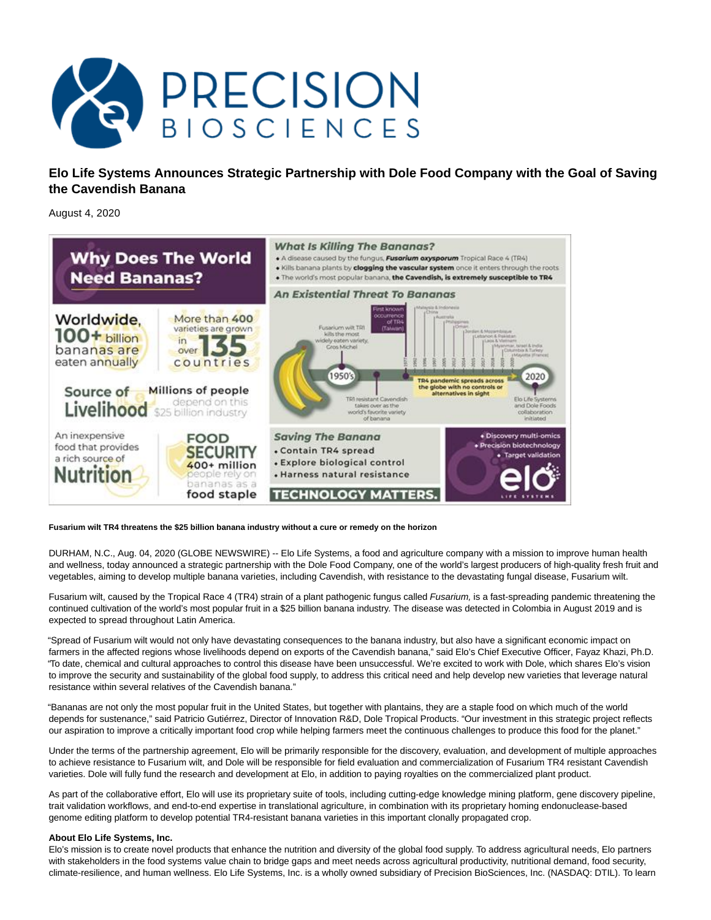# Elo Life Systems Announces Strategic Partnership with Dole Food Company with the Goal of Saving the Cavendish Banana

August 4, 2020

**Fusarium wilt TR4 threatens the $25 billion banana industry without a cure or remedy on the horizon**

DURHAM, N.C., Aug. 04, 2020 (GLOBE NEWSWIRE) -- Elo Life Systems, a food and agriculture company with a mission to improve human health and wellness, today announced a strategic partnership with the Dole Food Company, one of the world's largest producers of high-quality fresh fruit and vegetables, aiming to develop multiple banana varieties, including Cavendish, with resistance to the devastating fungal disease, Fusarium wilt.

Fusarium wilt, caused by the Tropical Race 4 (TR4) strain of a plant pathogenic fungus called *Fusarium,* is a fast-spreading pandemic threatening the continued cultivation of the world's most popular fruit in a $25 billion banana industry. The disease was detected in Colombia in August 2019 and is expected to spread throughout Latin America.

"Spread of Fusarium wilt would not only have devastating consequences to the banana industry, but also have a significant economic impact on farmers in the affected regions whose livelihoods depend on exports of the Cavendish banana," said Elo's Chief Executive Officer, Fayaz Khazi, Ph.D. "To date, chemical and cultural approaches to control this disease have been unsuccessful. We're excited to work with Dole, which shares Elo's vision to improve the security and sustainability of the global food supply, to address this critical need and help develop new varieties that leverage natural resistance within several relatives of the Cavendish banana."

"Bananas are not only the most popular fruit in the United States, but together with plantains, they are a staple food on which much of the world depends for sustenance," said Patricio Gutiérrez, Director of Innovation R&D, Dole Tropical Products. "Our investment in this strategic project reflects our aspiration to improve a critically important food crop while helping farmers meet the continuous challenges to produce this food for the planet."

Under the terms of the partnership agreement, Elo will be primarily responsible for the discovery, evaluation, and development of multiple approaches to achieve resistance to Fusarium wilt, and Dole will be responsible for field evaluation and commercialization of Fusarium TR4 resistant Cavendish varieties. Dole will fully fund the research and development at Elo, in addition to paying royalties on the commercialized plant product.

As part of the collaborative effort, Elo will use its proprietary suite of tools, including cutting-edge knowledge mining platform, gene discovery pipeline, trait validation workflows, and end-to-end expertise in translational agriculture, in combination with its proprietary homing endonuclease-based genome editing platform to develop potential TR4-resistant banana varieties in this important clonally propagated crop.

**About Elo Life Systems, Inc.**
Elo's mission is to create novel products that enhance the nutrition and diversity of the global food supply. To address agricultural needs, Elo partners with stakeholders in the food systems value chain to bridge gaps and meet needs across agricultural productivity, nutritional demand, food security, climate-resilience, and human wellness. Elo Life Systems, Inc. is a wholly owned subsidiary of Precision BioSciences, Inc. (NASDAQ: DTIL). To learn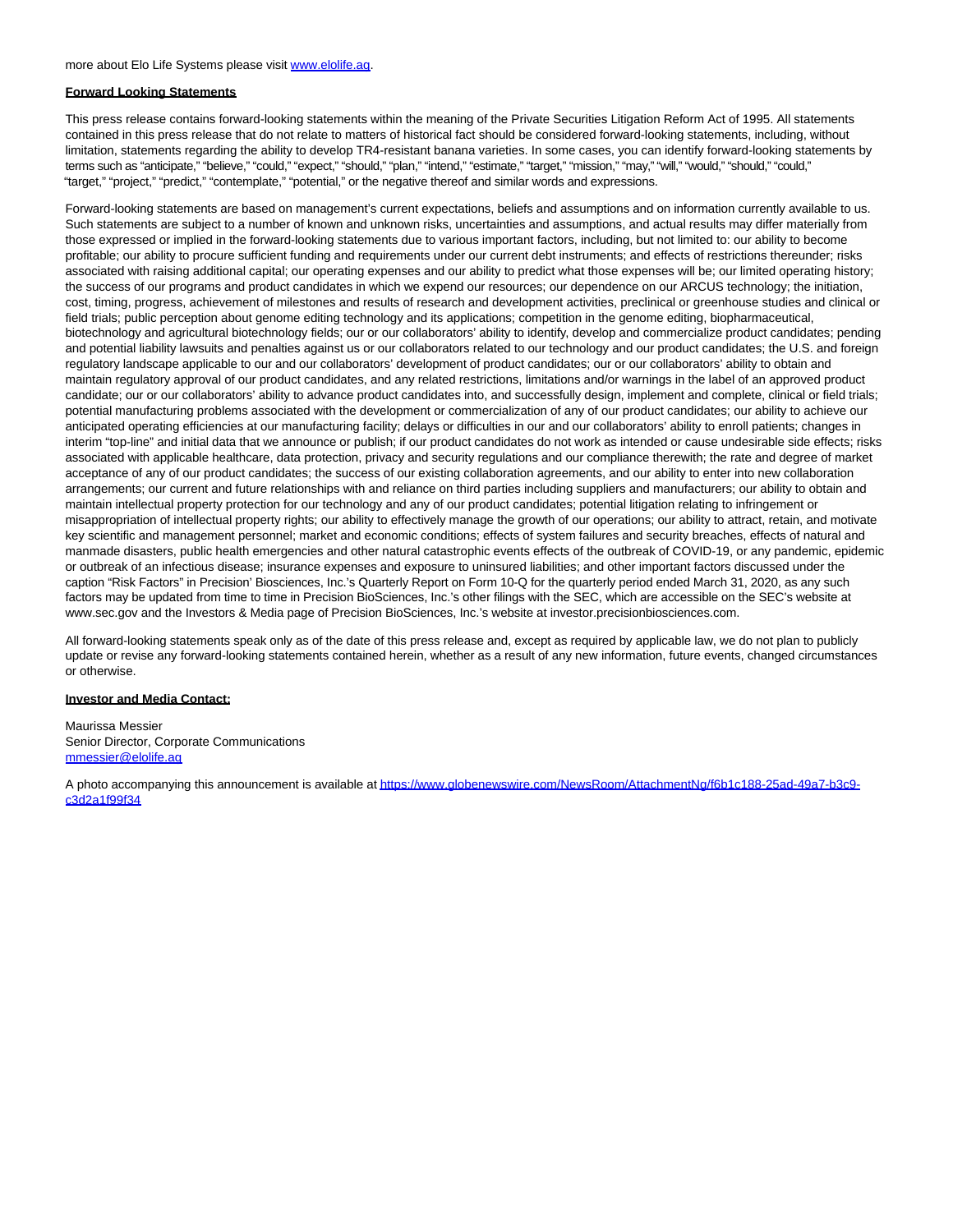more about Elo Life Systems please visit [www.elolife.ag](www.elolife.ag).

**Forward Looking Statements**

This press release contains forward-looking statements within the meaning of the Private Securities Litigation Reform Act of 1995. All statements contained in this press release that do not relate to matters of historical fact should be considered forward-looking statements, including, without limitation, statements regarding the ability to develop TR4-resistant banana varieties. In some cases, you can identify forward-looking statements by terms such as "anticipate," "believe," "could," "expect," "should," "plan," "intend," "estimate," "target," "mission," "may," "will," "would," "should," "could," "target," "project," "predict," "contemplate," "potential," or the negative thereof and similar words and expressions.

Forward-looking statements are based on management's current expectations, beliefs and assumptions and on information currently available to us. Such statements are subject to a number of known and unknown risks, uncertainties and assumptions, and actual results may differ materially from those expressed or implied in the forward-looking statements due to various important factors, including, but not limited to: our ability to become profitable; our ability to procure sufficient funding and requirements under our current debt instruments; and effects of restrictions thereunder; risks associated with raising additional capital; our operating expenses and our ability to predict what those expenses will be; our limited operating history; the success of our programs and product candidates in which we expend our resources; our dependence on our ARCUS technology; the initiation, cost, timing, progress, achievement of milestones and results of research and development activities, preclinical or greenhouse studies and clinical or field trials; public perception about genome editing technology and its applications; competition in the genome editing, biopharmaceutical, biotechnology and agricultural biotechnology fields; our or our collaborators' ability to identify, develop and commercialize product candidates; pending and potential liability lawsuits and penalties against us or our collaborators related to our technology and our product candidates; the U.S. and foreign regulatory landscape applicable to our and our collaborators' development of product candidates; our or our collaborators' ability to obtain and maintain regulatory approval of our product candidates, and any related restrictions, limitations and/or warnings in the label of an approved product candidate; our or our collaborators' ability to advance product candidates into, and successfully design, implement and complete, clinical or field trials; potential manufacturing problems associated with the development or commercialization of any of our product candidates; our ability to achieve our anticipated operating efficiencies at our manufacturing facility; delays or difficulties in our and our collaborators' ability to enroll patients; changes in interim "top-line" and initial data that we announce or publish; if our product candidates do not work as intended or cause undesirable side effects; risks associated with applicable healthcare, data protection, privacy and security regulations and our compliance therewith; the rate and degree of market acceptance of any of our product candidates; the success of our existing collaboration agreements, and our ability to enter into new collaboration arrangements; our current and future relationships with and reliance on third parties including suppliers and manufacturers; our ability to obtain and maintain intellectual property protection for our technology and any of our product candidates; potential litigation relating to infringement or misappropriation of intellectual property rights; our ability to effectively manage the growth of our operations; our ability to attract, retain, and motivate key scientific and management personnel; market and economic conditions; effects of system failures and security breaches, effects of natural and manmade disasters, public health emergencies and other natural catastrophic events effects of the outbreak of COVID-19, or any pandemic, epidemic or outbreak of an infectious disease; insurance expenses and exposure to uninsured liabilities; and other important factors discussed under the caption "Risk Factors" in Precision' Biosciences, Inc.'s Quarterly Report on Form 10-Q for the quarterly period ended March 31, 2020, as any such factors may be updated from time to time in Precision BioSciences, Inc.'s other filings with the SEC, which are accessible on the SEC's website at www.sec.gov and the Investors & Media page of Precision BioSciences, Inc.'s website at investor.precisionbiosciences.com.

All forward-looking statements speak only as of the date of this press release and, except as required by applicable law, we do not plan to publicly update or revise any forward-looking statements contained herein, whether as a result of any new information, future events, changed circumstances or otherwise.

**Investor and Media Contact:**

Maurissa Messier
Senior Director, Corporate Communications
[mmessier@elolife.ag](mailto:mmessier@elolife.ag)

A photo accompanying this announcement is available at [https://www.globenewswire.com/NewsRoom/AttachmentNg/f6b1c188-25ad-49a7-b3c9-c3d2a1f99f34](https://www.globenewswire.com/NewsRoom/AttachmentNg/f6b1c188-25ad-49a7-b3c9-c3d2a1f99f34)